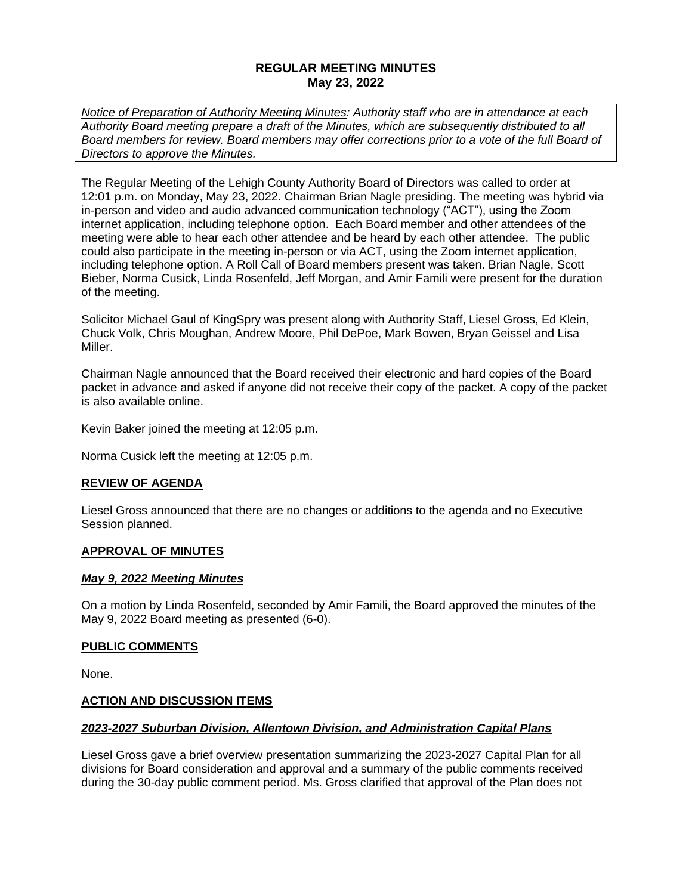# REGULAR MEETING MINUTES
## May 23, 2022

*<u>Notice of Preparation of Authority Meeting Minutes</u>: Authority staff who are in attendance at each Authority Board meeting prepare a draft of the Minutes, which are subsequently distributed to all Board members for review. Board members may offer corrections prior to a vote of the full Board of Directors to approve the Minutes.*

The Regular Meeting of the Lehigh County Authority Board of Directors was called to order at 12:01 p.m. on Monday, May 23, 2022. Chairman Brian Nagle presiding. The meeting was hybrid via in-person and video and audio advanced communication technology ("ACT"), using the Zoom internet application, including telephone option. Each Board member and other attendees of the meeting were able to hear each other attendee and be heard by each other attendee. The public could also participate in the meeting in-person or via ACT, using the Zoom internet application, including telephone option. A Roll Call of Board members present was taken. Brian Nagle, Scott Bieber, Norma Cusick, Linda Rosenfeld, Jeff Morgan, and Amir Famili were present for the duration of the meeting.

Solicitor Michael Gaul of KingSpry was present along with Authority Staff, Liesel Gross, Ed Klein, Chuck Volk, Chris Moughan, Andrew Moore, Phil DePoe, Mark Bowen, Bryan Geissel and Lisa Miller.

Chairman Nagle announced that the Board received their electronic and hard copies of the Board packet in advance and asked if anyone did not receive their copy of the packet. A copy of the packet is also available online.

Kevin Baker joined the meeting at 12:05 p.m.

Norma Cusick left the meeting at 12:05 p.m.

### <u>REVIEW OF AGENDA</u>

Liesel Gross announced that there are no changes or additions to the agenda and no Executive Session planned.

### <u>APPROVAL OF MINUTES</u>

#### <u>*May 9, 2022 Meeting Minutes*</u>

On a motion by Linda Rosenfeld, seconded by Amir Famili, the Board approved the minutes of the May 9, 2022 Board meeting as presented (6-0).

### <u>PUBLIC COMMENTS</u>

None.

### <u>ACTION AND DISCUSSION ITEMS</u>

#### <u>*2023-2027 Suburban Division, Allentown Division, and Administration Capital Plans*</u>

Liesel Gross gave a brief overview presentation summarizing the 2023-2027 Capital Plan for all divisions for Board consideration and approval and a summary of the public comments received during the 30-day public comment period. Ms. Gross clarified that approval of the Plan does not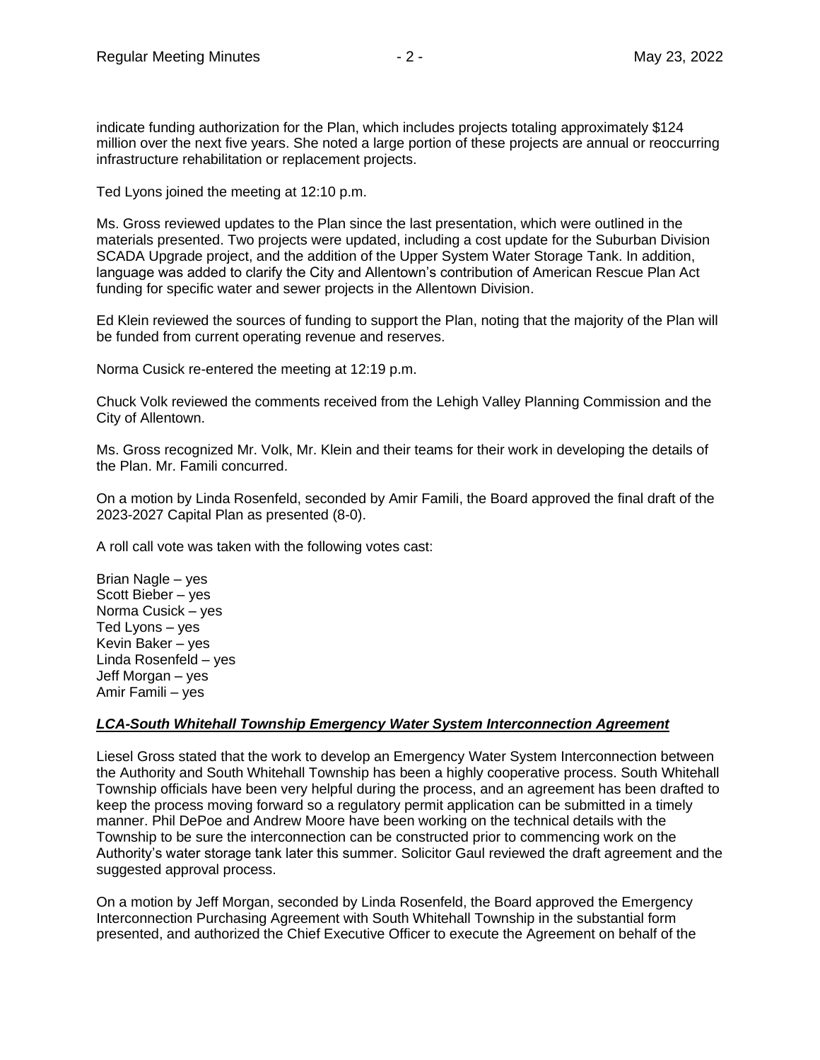indicate funding authorization for the Plan, which includes projects totaling approximately $124 million over the next five years. She noted a large portion of these projects are annual or reoccurring infrastructure rehabilitation or replacement projects.

Ted Lyons joined the meeting at 12:10 p.m.

Ms. Gross reviewed updates to the Plan since the last presentation, which were outlined in the materials presented. Two projects were updated, including a cost update for the Suburban Division SCADA Upgrade project, and the addition of the Upper System Water Storage Tank. In addition, language was added to clarify the City and Allentown's contribution of American Rescue Plan Act funding for specific water and sewer projects in the Allentown Division.

Ed Klein reviewed the sources of funding to support the Plan, noting that the majority of the Plan will be funded from current operating revenue and reserves.

Norma Cusick re-entered the meeting at 12:19 p.m.

Chuck Volk reviewed the comments received from the Lehigh Valley Planning Commission and the City of Allentown.

Ms. Gross recognized Mr. Volk, Mr. Klein and their teams for their work in developing the details of the Plan. Mr. Famili concurred.

On a motion by Linda Rosenfeld, seconded by Amir Famili, the Board approved the final draft of the 2023-2027 Capital Plan as presented (8-0).

A roll call vote was taken with the following votes cast:

Brian Nagle – yes
Scott Bieber – yes
Norma Cusick – yes
Ted Lyons – yes
Kevin Baker – yes
Linda Rosenfeld – yes
Jeff Morgan – yes
Amir Famili – yes

***LCA-South Whitehall Township Emergency Water System Interconnection Agreement***

Liesel Gross stated that the work to develop an Emergency Water System Interconnection between the Authority and South Whitehall Township has been a highly cooperative process. South Whitehall Township officials have been very helpful during the process, and an agreement has been drafted to keep the process moving forward so a regulatory permit application can be submitted in a timely manner. Phil DePoe and Andrew Moore have been working on the technical details with the Township to be sure the interconnection can be constructed prior to commencing work on the Authority's water storage tank later this summer. Solicitor Gaul reviewed the draft agreement and the suggested approval process.

On a motion by Jeff Morgan, seconded by Linda Rosenfeld, the Board approved the Emergency Interconnection Purchasing Agreement with South Whitehall Township in the substantial form presented, and authorized the Chief Executive Officer to execute the Agreement on behalf of the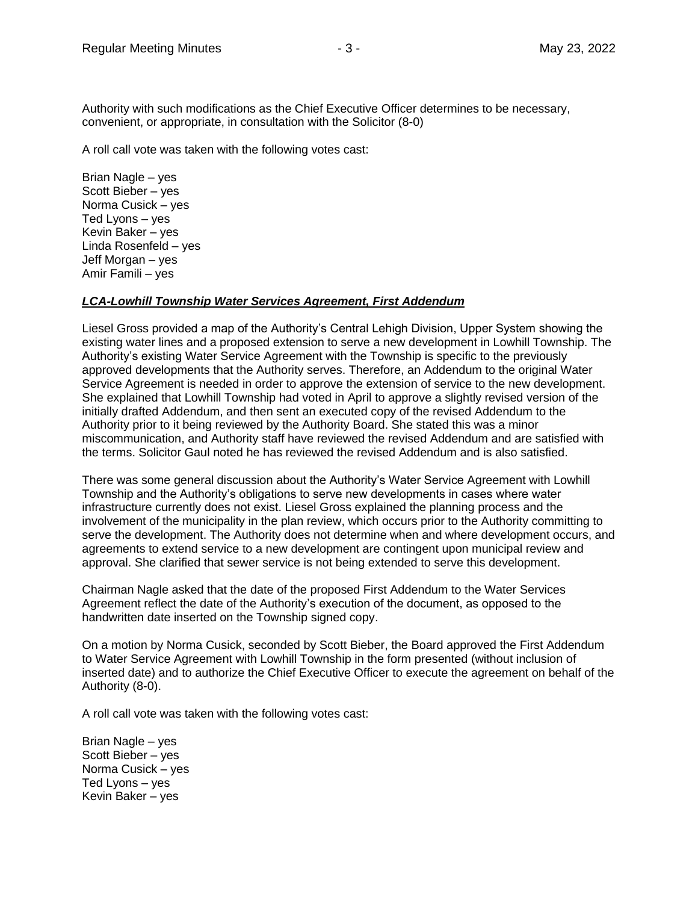Authority with such modifications as the Chief Executive Officer determines to be necessary, convenient, or appropriate, in consultation with the Solicitor (8-0)

A roll call vote was taken with the following votes cast:

Brian Nagle – yes
Scott Bieber – yes
Norma Cusick – yes
Ted Lyons – yes
Kevin Baker – yes
Linda Rosenfeld – yes
Jeff Morgan – yes
Amir Famili – yes

***LCA-Lowhill Township Water Services Agreement, First Addendum***

Liesel Gross provided a map of the Authority's Central Lehigh Division, Upper System showing the existing water lines and a proposed extension to serve a new development in Lowhill Township. The Authority's existing Water Service Agreement with the Township is specific to the previously approved developments that the Authority serves. Therefore, an Addendum to the original Water Service Agreement is needed in order to approve the extension of service to the new development. She explained that Lowhill Township had voted in April to approve a slightly revised version of the initially drafted Addendum, and then sent an executed copy of the revised Addendum to the Authority prior to it being reviewed by the Authority Board. She stated this was a minor miscommunication, and Authority staff have reviewed the revised Addendum and are satisfied with the terms. Solicitor Gaul noted he has reviewed the revised Addendum and is also satisfied.

There was some general discussion about the Authority's Water Service Agreement with Lowhill Township and the Authority's obligations to serve new developments in cases where water infrastructure currently does not exist. Liesel Gross explained the planning process and the involvement of the municipality in the plan review, which occurs prior to the Authority committing to serve the development. The Authority does not determine when and where development occurs, and agreements to extend service to a new development are contingent upon municipal review and approval. She clarified that sewer service is not being extended to serve this development.

Chairman Nagle asked that the date of the proposed First Addendum to the Water Services Agreement reflect the date of the Authority's execution of the document, as opposed to the handwritten date inserted on the Township signed copy.

On a motion by Norma Cusick, seconded by Scott Bieber, the Board approved the First Addendum to Water Service Agreement with Lowhill Township in the form presented (without inclusion of inserted date) and to authorize the Chief Executive Officer to execute the agreement on behalf of the Authority (8-0).

A roll call vote was taken with the following votes cast:

Brian Nagle – yes
Scott Bieber – yes
Norma Cusick – yes
Ted Lyons – yes
Kevin Baker – yes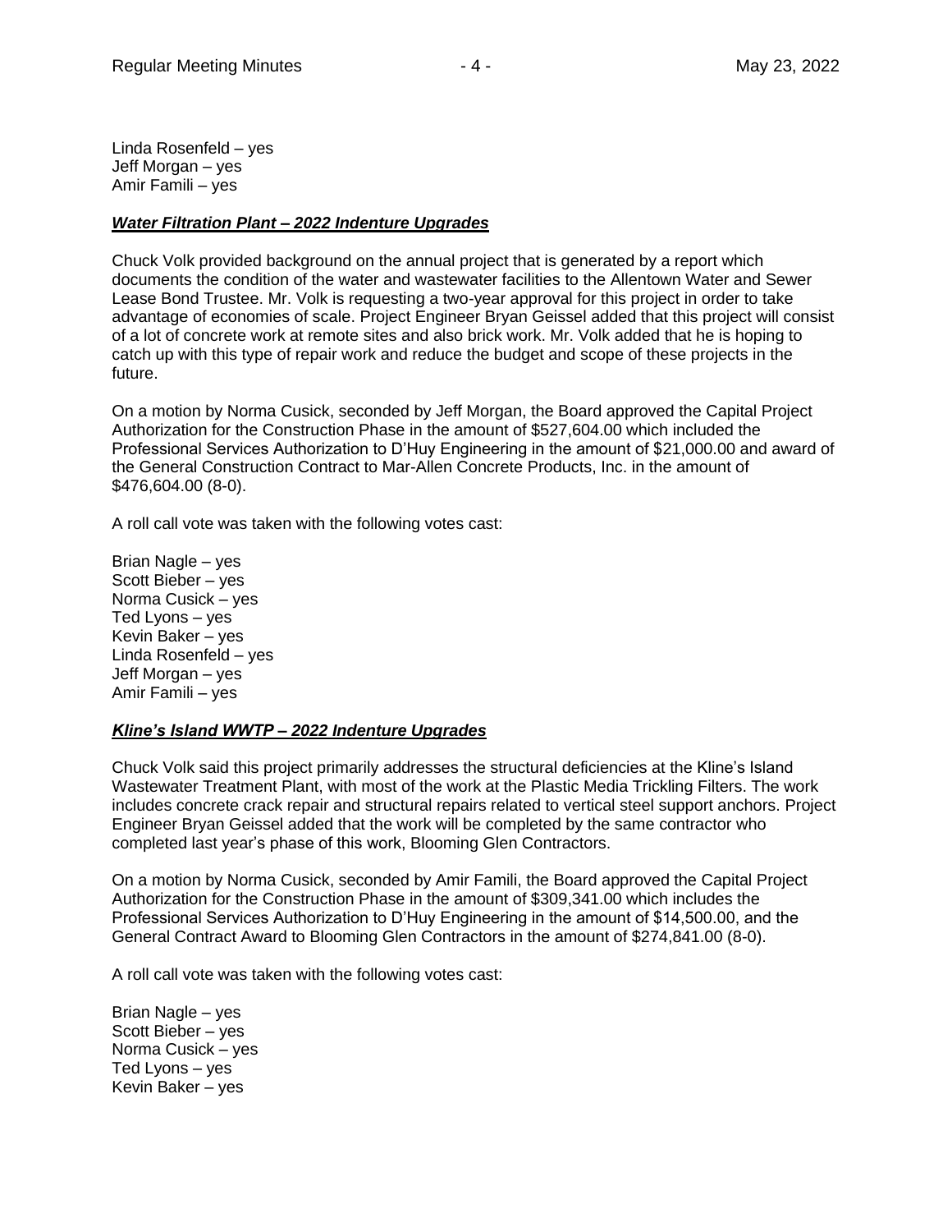Linda Rosenfeld – yes
Jeff Morgan – yes
Amir Famili – yes

***Water Filtration Plant – 2022 Indenture Upgrades***

Chuck Volk provided background on the annual project that is generated by a report which documents the condition of the water and wastewater facilities to the Allentown Water and Sewer Lease Bond Trustee. Mr. Volk is requesting a two-year approval for this project in order to take advantage of economies of scale. Project Engineer Bryan Geissel added that this project will consist of a lot of concrete work at remote sites and also brick work. Mr. Volk added that he is hoping to catch up with this type of repair work and reduce the budget and scope of these projects in the future.

On a motion by Norma Cusick, seconded by Jeff Morgan, the Board approved the Capital Project Authorization for the Construction Phase in the amount of $527,604.00 which included the Professional Services Authorization to D'Huy Engineering in the amount of $21,000.00 and award of the General Construction Contract to Mar-Allen Concrete Products, Inc. in the amount of $476,604.00 (8-0).

A roll call vote was taken with the following votes cast:

Brian Nagle – yes
Scott Bieber – yes
Norma Cusick – yes
Ted Lyons – yes
Kevin Baker – yes
Linda Rosenfeld – yes
Jeff Morgan – yes
Amir Famili – yes

***Kline's Island WWTP – 2022 Indenture Upgrades***

Chuck Volk said this project primarily addresses the structural deficiencies at the Kline's Island Wastewater Treatment Plant, with most of the work at the Plastic Media Trickling Filters. The work includes concrete crack repair and structural repairs related to vertical steel support anchors. Project Engineer Bryan Geissel added that the work will be completed by the same contractor who completed last year's phase of this work, Blooming Glen Contractors.

On a motion by Norma Cusick, seconded by Amir Famili, the Board approved the Capital Project Authorization for the Construction Phase in the amount of $309,341.00 which includes the Professional Services Authorization to D'Huy Engineering in the amount of $14,500.00, and the General Contract Award to Blooming Glen Contractors in the amount of $274,841.00 (8-0).

A roll call vote was taken with the following votes cast:

Brian Nagle – yes
Scott Bieber – yes
Norma Cusick – yes
Ted Lyons – yes
Kevin Baker – yes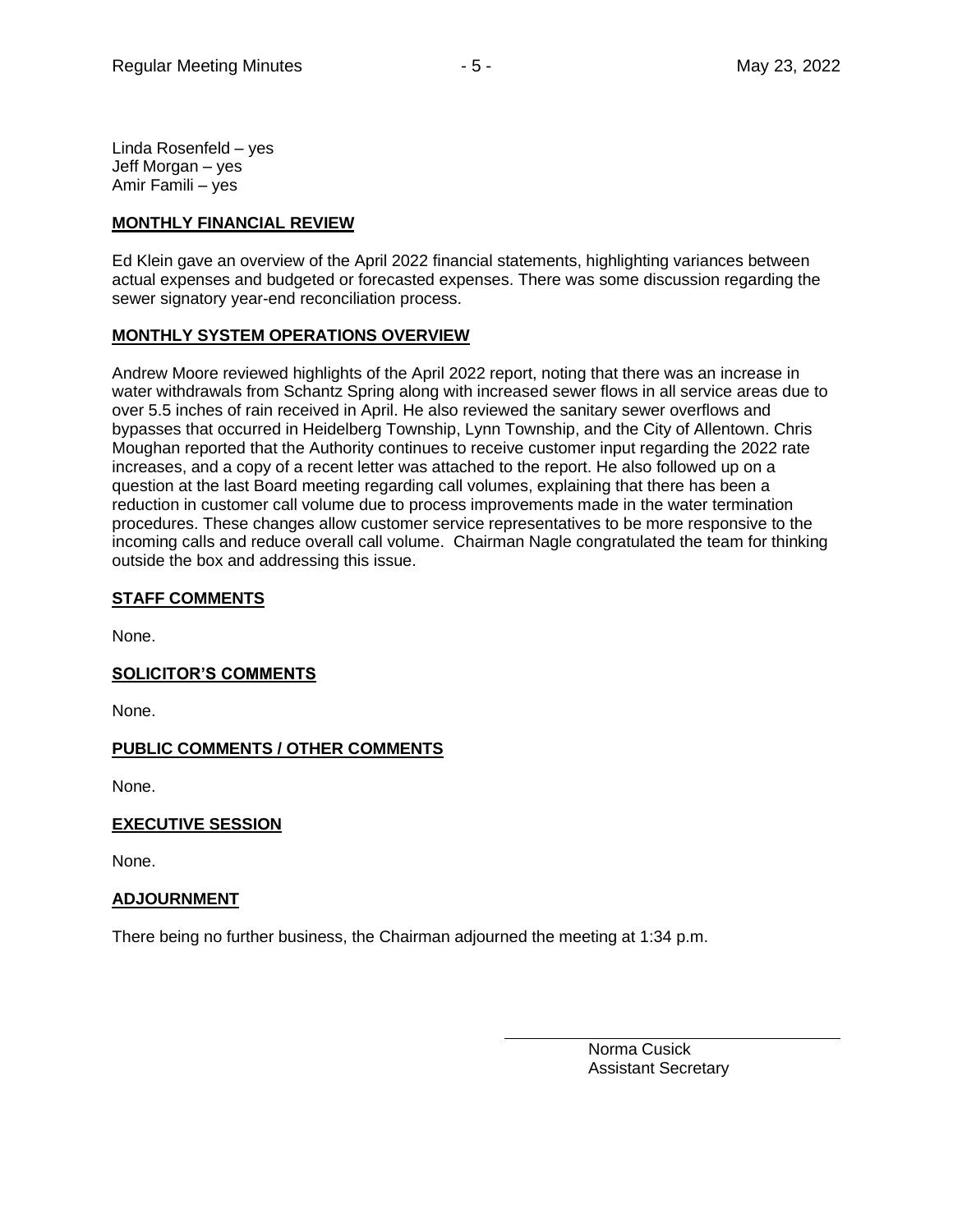Linda Rosenfeld – yes
Jeff Morgan – yes
Amir Famili – yes

## MONTHLY FINANCIAL REVIEW

Ed Klein gave an overview of the April 2022 financial statements, highlighting variances between actual expenses and budgeted or forecasted expenses. There was some discussion regarding the sewer signatory year-end reconciliation process.

## MONTHLY SYSTEM OPERATIONS OVERVIEW

Andrew Moore reviewed highlights of the April 2022 report, noting that there was an increase in water withdrawals from Schantz Spring along with increased sewer flows in all service areas due to over 5.5 inches of rain received in April. He also reviewed the sanitary sewer overflows and bypasses that occurred in Heidelberg Township, Lynn Township, and the City of Allentown. Chris Moughan reported that the Authority continues to receive customer input regarding the 2022 rate increases, and a copy of a recent letter was attached to the report. He also followed up on a question at the last Board meeting regarding call volumes, explaining that there has been a reduction in customer call volume due to process improvements made in the water termination procedures. These changes allow customer service representatives to be more responsive to the incoming calls and reduce overall call volume. Chairman Nagle congratulated the team for thinking outside the box and addressing this issue.

## STAFF COMMENTS

None.

## SOLICITOR'S COMMENTS

None.

## PUBLIC COMMENTS / OTHER COMMENTS

None.

## EXECUTIVE SESSION

None.

## ADJOURNMENT

There being no further business, the Chairman adjourned the meeting at 1:34 p.m.

\_\_\_\_\_\_\_\_\_\_\_\_\_\_\_\_\_\_\_\_\_\_\_\_\_\_\_\_\_\_

Norma Cusick
Assistant Secretary